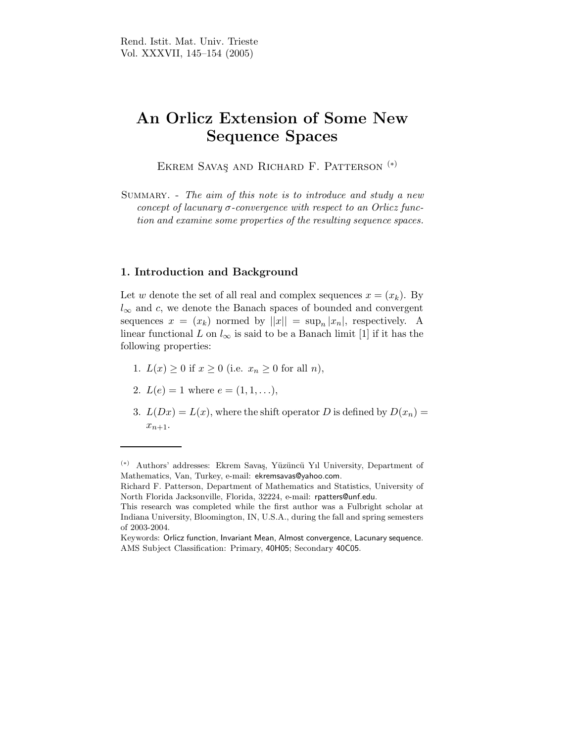# An Orlicz Extension of Some New Sequence Spaces

Ekrem Savaş and Richard F. Patterson (*)

Summary. - *The aim of this note is to introduce and study a new concept of lacunary $\sigma$-convergence with respect to an Orlicz function and examine some properties of the resulting sequence spaces.*

## 1. Introduction and Background

Let $w$ denote the set of all real and complex sequences $x = (x_k)$. By $l_\infty$ and $c$, we denote the Banach spaces of bounded and convergent sequences $x = (x_k)$ normed by $||x|| = \sup_n |x_n|$, respectively. A linear functional $L$ on $l_\infty$ is said to be a Banach limit [1] if it has the following properties:

1. $L(x) \geq 0$ if $x \geq 0$ (i.e. $x_n \geq 0$ for all $n$),
2. $L(e) = 1$ where $e = (1, 1, \ldots)$,
3. $L(Dx) = L(x)$, where the shift operator $D$ is defined by $D(x_n) = x_{n+1}$.

---

(*) Authors' addresses: Ekrem Savaş, Yüzüncü Yıl University, Department of Mathematics, Van, Turkey, e-mail: ekremsavas@yahoo.com.
Richard F. Patterson, Department of Mathematics and Statistics, University of North Florida Jacksonville, Florida, 32224, e-mail: rpatters@unf.edu.
This research was completed while the first author was a Fulbright scholar at Indiana University, Bloomington, IN, U.S.A., during the fall and spring semesters of 2003-2004.
Keywords: Orlicz function, Invariant Mean, Almost convergence, Lacunary sequence.
AMS Subject Classification: Primary, 40H05; Secondary 40C05.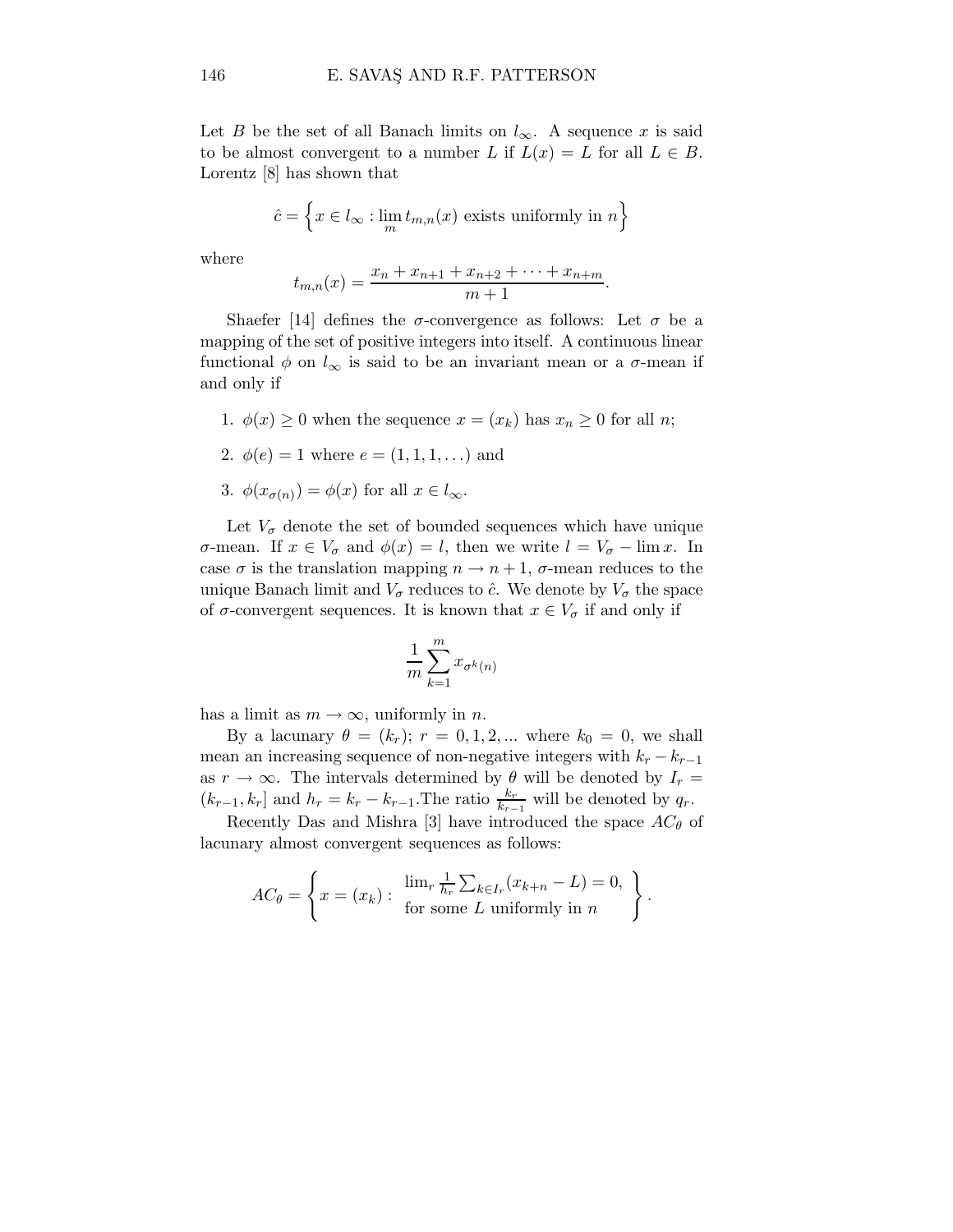Let $B$ be the set of all Banach limits on $l_\infty$. A sequence $x$ is said to be almost convergent to a number $L$ if $L(x) = L$ for all $L \in B$. Lorentz [8] has shown that

$$\hat{c} = \left\{ x \in l_\infty : \lim_m t_{m,n}(x) \text{ exists uniformly in } n \right\}$$

where

$$t_{m,n}(x) = \frac{x_n + x_{n+1} + x_{n+2} + \cdots + x_{n+m}}{m+1}.$$

Shaefer [14] defines the $\sigma$-convergence as follows: Let $\sigma$ be a mapping of the set of positive integers into itself. A continuous linear functional $\phi$ on $l_\infty$ is said to be an invariant mean or a $\sigma$-mean if and only if

1. $\phi(x) \geq 0$ when the sequence $x = (x_k)$ has $x_n \geq 0$ for all $n$;
2. $\phi(e) = 1$ where $e = (1, 1, 1, \ldots)$ and
3. $\phi(x_{\sigma(n)}) = \phi(x)$ for all $x \in l_\infty$.

Let $V_\sigma$ denote the set of bounded sequences which have unique $\sigma$-mean. If $x \in V_\sigma$ and $\phi(x) = l$, then we write $l = V_\sigma - \lim x$. In case $\sigma$ is the translation mapping $n \to n+1$, $\sigma$-mean reduces to the unique Banach limit and $V_\sigma$ reduces to $\hat{c}$. We denote by $V_\sigma$ the space of $\sigma$-convergent sequences. It is known that $x \in V_\sigma$ if and only if

$$\frac{1}{m} \sum_{k=1}^{m} x_{\sigma^k(n)}$$

has a limit as $m \to \infty$, uniformly in $n$.

By a lacunary $\theta = (k_r)$; $r = 0, 1, 2, ...$ where $k_0 = 0$, we shall mean an increasing sequence of non-negative integers with $k_r - k_{r-1}$ as $r \to \infty$. The intervals determined by $\theta$ will be denoted by $I_r = (k_{r-1}, k_r]$ and $h_r = k_r - k_{r-1}$.The ratio $\frac{k_r}{k_{r-1}}$ will be denoted by $q_r$.

Recently Das and Mishra [3] have introduced the space $AC_\theta$ of lacunary almost convergent sequences as follows:

$$AC_\theta = \left\{ x = (x_k) : \begin{array}{l} \lim_r \frac{1}{h_r} \sum_{k \in I_r} (x_{k+n} - L) = 0, \\ \text{for some } L \text{ uniformly in } n \end{array} \right\}.$$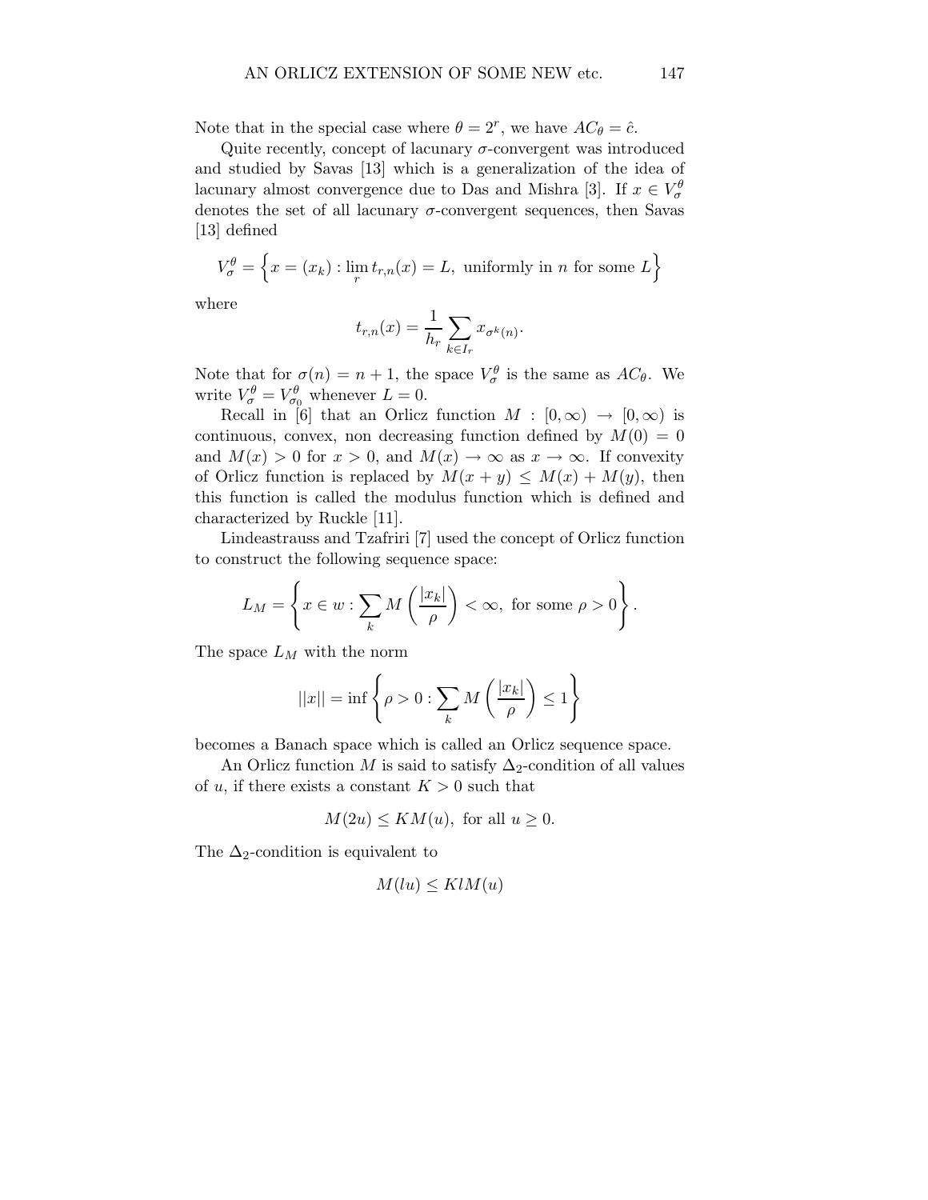Note that in the special case where $\theta = 2^r$, we have $AC_\theta = \hat{c}$.

Quite recently, concept of lacunary $\sigma$-convergent was introduced and studied by Savas [13] which is a generalization of the idea of lacunary almost convergence due to Das and Mishra [3]. If $x \in V_\sigma^\theta$ denotes the set of all lacunary $\sigma$-convergent sequences, then Savas [13] defined

$$V_\sigma^\theta = \left\{ x = (x_k) : \lim_r t_{r,n}(x) = L, \text{ uniformly in } n \text{ for some } L \right\}$$

where

$$t_{r,n}(x) = \frac{1}{h_r} \sum_{k \in I_r} x_{\sigma^k(n)}.$$

Note that for $\sigma(n) = n + 1$, the space $V_\sigma^\theta$ is the same as $AC_\theta$. We write $V_\sigma^\theta = V_{\sigma_0}^\theta$ whenever $L = 0$.

Recall in [6] that an Orlicz function $M : [0, \infty) \to [0, \infty)$ is continuous, convex, non decreasing function defined by $M(0) = 0$ and $M(x) > 0$ for $x > 0$, and $M(x) \to \infty$ as $x \to \infty$. If convexity of Orlicz function is replaced by $M(x + y) \leq M(x) + M(y)$, then this function is called the modulus function which is defined and characterized by Ruckle [11].

Lindeastrauss and Tzafriri [7] used the concept of Orlicz function to construct the following sequence space:

$$L_M = \left\{ x \in w : \sum_k M\left(\frac{|x_k|}{\rho}\right) < \infty, \text{ for some } \rho > 0 \right\}.$$

The space $L_M$ with the norm

$$||x|| = \inf \left\{ \rho > 0 : \sum_k M\left(\frac{|x_k|}{\rho}\right) \leq 1 \right\}$$

becomes a Banach space which is called an Orlicz sequence space.

An Orlicz function $M$ is said to satisfy $\Delta_2$-condition of all values of $u$, if there exists a constant $K > 0$ such that

$$M(2u) \leq KM(u), \text{ for all } u \geq 0.$$

The $\Delta_2$-condition is equivalent to

$$M(lu) \leq KlM(u)$$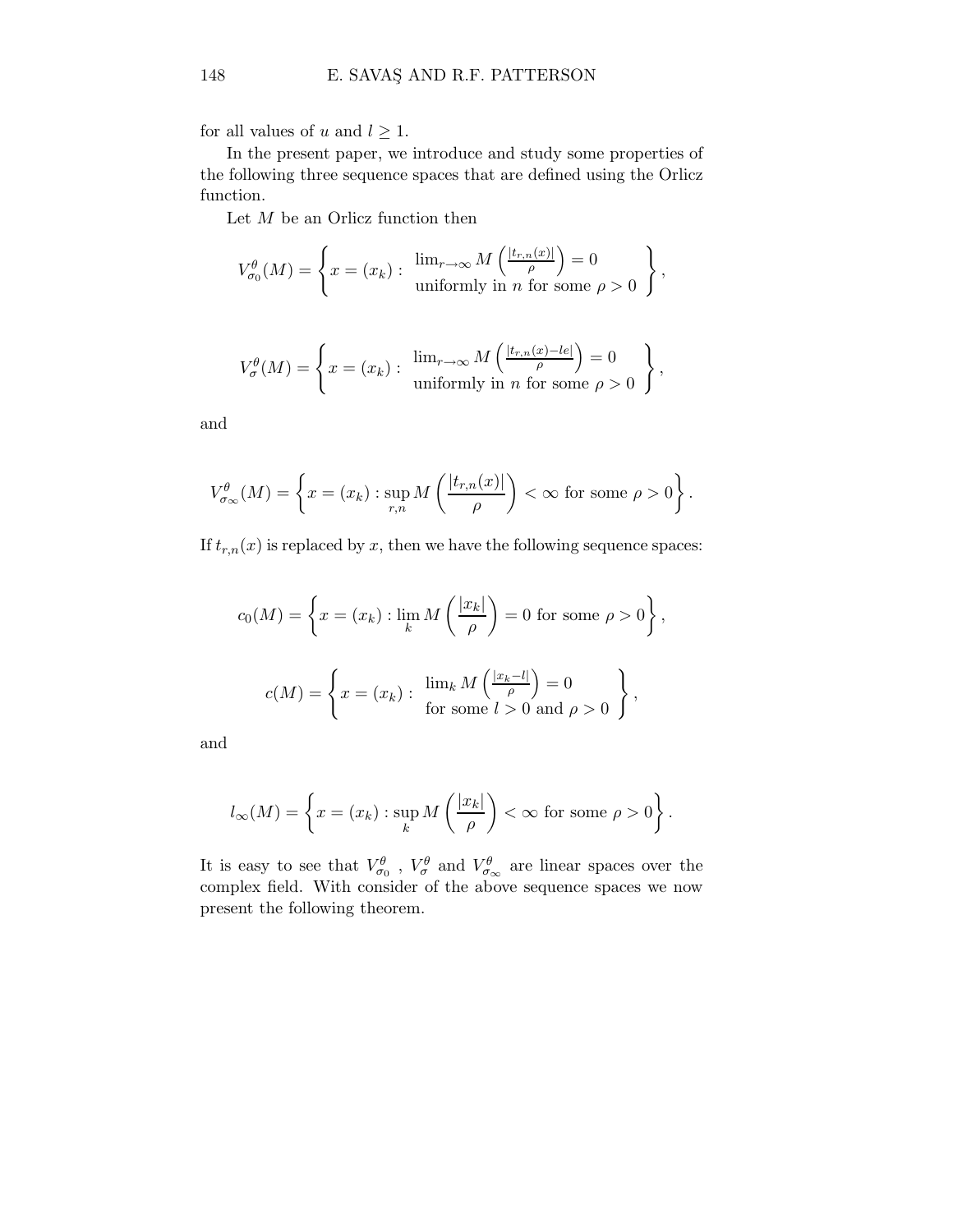for all values of $u$ and $l \geq 1$.

In the present paper, we introduce and study some properties of the following three sequence spaces that are defined using the Orlicz function.

Let $M$ be an Orlicz function then

$$V_{\sigma_0}^{\theta}(M) = \left\{ x = (x_k) : \begin{array}{l} \lim_{r \to \infty} M\left(\frac{|t_{r,n}(x)|}{\rho}\right) = 0 \\ \text{uniformly in } n \text{ for some } \rho > 0 \end{array} \right\},$$

$$V_{\sigma}^{\theta}(M) = \left\{ x = (x_k) : \begin{array}{l} \lim_{r \to \infty} M\left(\frac{|t_{r,n}(x) - le|}{\rho}\right) = 0 \\ \text{uniformly in } n \text{ for some } \rho > 0 \end{array} \right\},$$

and

$$V_{\sigma_\infty}^{\theta}(M) = \left\{ x = (x_k) : \sup_{r,n} M\left(\frac{|t_{r,n}(x)|}{\rho}\right) < \infty \text{ for some } \rho > 0 \right\}.$$

If $t_{r,n}(x)$ is replaced by $x$, then we have the following sequence spaces:

$$c_0(M) = \left\{ x = (x_k) : \lim_k M\left(\frac{|x_k|}{\rho}\right) = 0 \text{ for some } \rho > 0 \right\},$$

$$c(M) = \left\{ x = (x_k) : \begin{array}{l} \lim_k M\left(\frac{|x_k - l|}{\rho}\right) = 0 \\ \text{for some } l > 0 \text{ and } \rho > 0 \end{array} \right\},$$

and

$$l_\infty(M) = \left\{ x = (x_k) : \sup_k M\left(\frac{|x_k|}{\rho}\right) < \infty \text{ for some } \rho > 0 \right\}.$$

It is easy to see that $V_{\sigma_0}^{\theta}$ , $V_{\sigma}^{\theta}$ and $V_{\sigma_\infty}^{\theta}$ are linear spaces over the complex field. With consider of the above sequence spaces we now present the following theorem.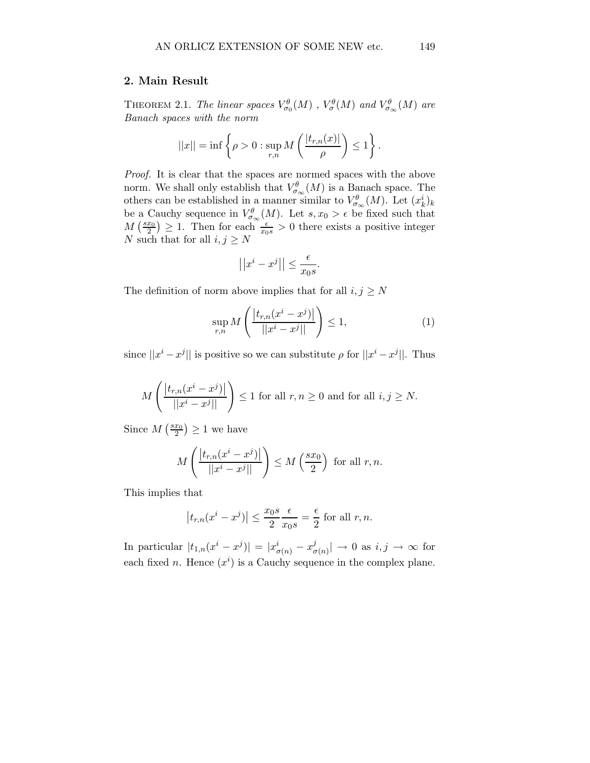## 2. Main Result

THEOREM 2.1. *The linear spaces $V^{\theta}_{\sigma_0}(M)$ , $V^{\theta}_{\sigma}(M)$ and $V^{\theta}_{\sigma_\infty}(M)$ are Banach spaces with the norm*

$$||x|| = \inf \left\{ \rho > 0 : \sup_{r,n} M\left( \frac{|t_{r,n}(x)|}{\rho} \right) \leq 1 \right\}.$$

*Proof.* It is clear that the spaces are normed spaces with the above norm. We shall only establish that $V^{\theta}_{\sigma_\infty}(M)$ is a Banach space. The others can be established in a manner similar to $V^{\theta}_{\sigma_\infty}(M)$. Let $(x^i_k)_k$ be a Cauchy sequence in $V^{\theta}_{\sigma_\infty}(M)$. Let $s, x_0 > \epsilon$ be fixed such that $M\left(\frac{sx_0}{2}\right) \geq 1$. Then for each $\frac{\epsilon}{x_0 s} > 0$ there exists a positive integer $N$ such that for all $i, j \geq N$

$$\left|\left|x^i - x^j\right|\right| \leq \frac{\epsilon}{x_0 s}.$$

The definition of norm above implies that for all $i, j \geq N$

$$\sup_{r,n} M\left( \frac{\left|t_{r,n}(x^i - x^j)\right|}{||x^i - x^j||} \right) \leq 1, \tag{1}$$

since $||x^i - x^j||$ is positive so we can substitute $\rho$ for $||x^i - x^j||$. Thus

$$M\left( \frac{\left|t_{r,n}(x^i - x^j)\right|}{||x^i - x^j||} \right) \leq 1 \text{ for all } r, n \geq 0 \text{ and for all } i, j \geq N.$$

Since $M\left(\frac{sx_0}{2}\right) \geq 1$ we have

$$M\left( \frac{\left|t_{r,n}(x^i - x^j)\right|}{||x^i - x^j||} \right) \leq M\left(\frac{sx_0}{2}\right) \text{ for all } r, n.$$

This implies that

$$\left|t_{r,n}(x^i - x^j)\right| \leq \frac{x_0 s}{2} \frac{\epsilon}{x_0 s} = \frac{\epsilon}{2} \text{ for all } r, n.$$

In particular $|t_{1,n}(x^i - x^j)| = |x^i_{\sigma(n)} - x^j_{\sigma(n)}| \to 0$ as $i, j \to \infty$ for each fixed $n$. Hence $(x^i)$ is a Cauchy sequence in the complex plane.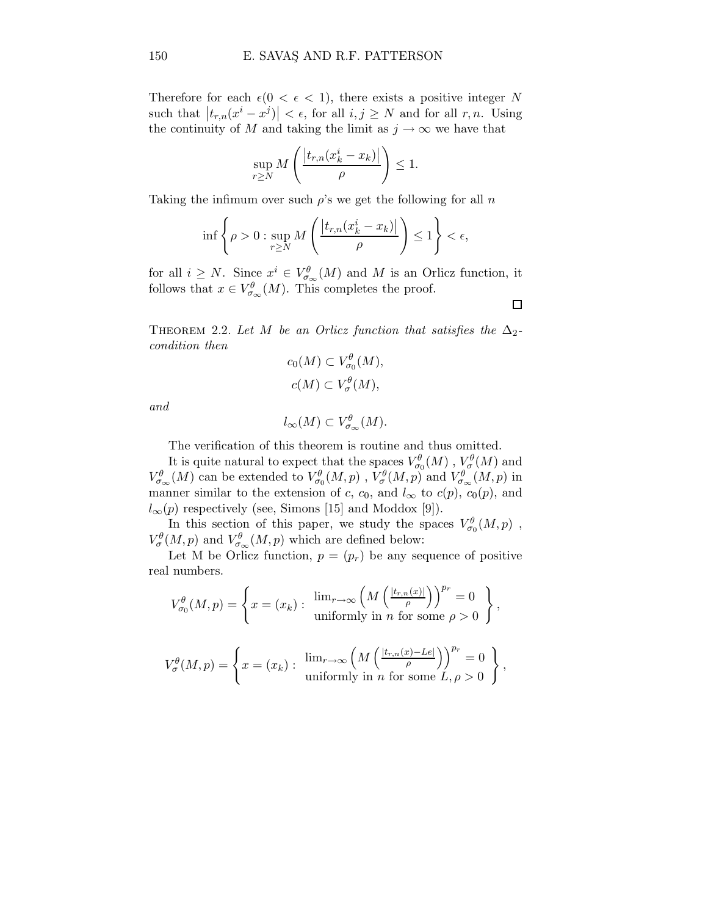Therefore for each $\epsilon (0 < \epsilon < 1)$, there exists a positive integer $N$ such that $\left|t_{r,n}(x^i - x^j)\right| < \epsilon$, for all $i, j \geq N$ and for all $r, n$. Using the continuity of $M$ and taking the limit as $j \to \infty$ we have that

$$\sup_{r \geq N} M\left(\frac{\left|t_{r,n}(x_k^i - x_k)\right|}{\rho}\right) \leq 1.$$

Taking the infimum over such $\rho$'s we get the following for all $n$

$$\inf\left\{\rho > 0 : \sup_{r \geq N} M\left(\frac{\left|t_{r,n}(x_k^i - x_k)\right|}{\rho}\right) \leq 1\right\} < \epsilon,$$

for all $i \geq N$. Since $x^i \in V_{\sigma_\infty}^{\theta}(M)$ and $M$ is an Orlicz function, it follows that $x \in V_{\sigma_\infty}^{\theta}(M)$. This completes the proof.

□

THEOREM 2.2. *Let $M$ be an Orlicz function that satisfies the $\Delta_2$-condition then*

$$c_0(M) \subset V_{\sigma_0}^{\theta}(M),$$
$$c(M) \subset V_{\sigma}^{\theta}(M),$$

*and*

$$l_\infty(M) \subset V_{\sigma_\infty}^{\theta}(M).$$

The verification of this theorem is routine and thus omitted.

It is quite natural to expect that the spaces $V_{\sigma_0}^{\theta}(M)$ , $V_{\sigma}^{\theta}(M)$ and $V_{\sigma_\infty}^{\theta}(M)$ can be extended to $V_{\sigma_0}^{\theta}(M,p)$ , $V_{\sigma}^{\theta}(M,p)$ and $V_{\sigma_\infty}^{\theta}(M,p)$ in manner similar to the extension of $c$, $c_0$, and $l_\infty$ to $c(p)$, $c_0(p)$, and $l_\infty(p)$ respectively (see, Simons [15] and Moddox [9]).

In this section of this paper, we study the spaces $V_{\sigma_0}^{\theta}(M,p)$ , $V_{\sigma}^{\theta}(M,p)$ and $V_{\sigma_\infty}^{\theta}(M,p)$ which are defined below:

Let M be Orlicz function, $p = (p_r)$ be any sequence of positive real numbers.

$$V_{\sigma_0}^{\theta}(M,p) = \left\{ x = (x_k) : \begin{array}{c} \lim_{r\to\infty}\left(M\left(\frac{|t_{r,n}(x)|}{\rho}\right)\right)^{p_r} = 0 \\ \text{uniformly in } n \text{ for some } \rho > 0 \end{array} \right\},$$

$$V_{\sigma}^{\theta}(M,p) = \left\{ x = (x_k) : \begin{array}{c} \lim_{r\to\infty}\left(M\left(\frac{|t_{r,n}(x) - Le|}{\rho}\right)\right)^{p_r} = 0 \\ \text{uniformly in } n \text{ for some } L, \rho > 0 \end{array} \right\},$$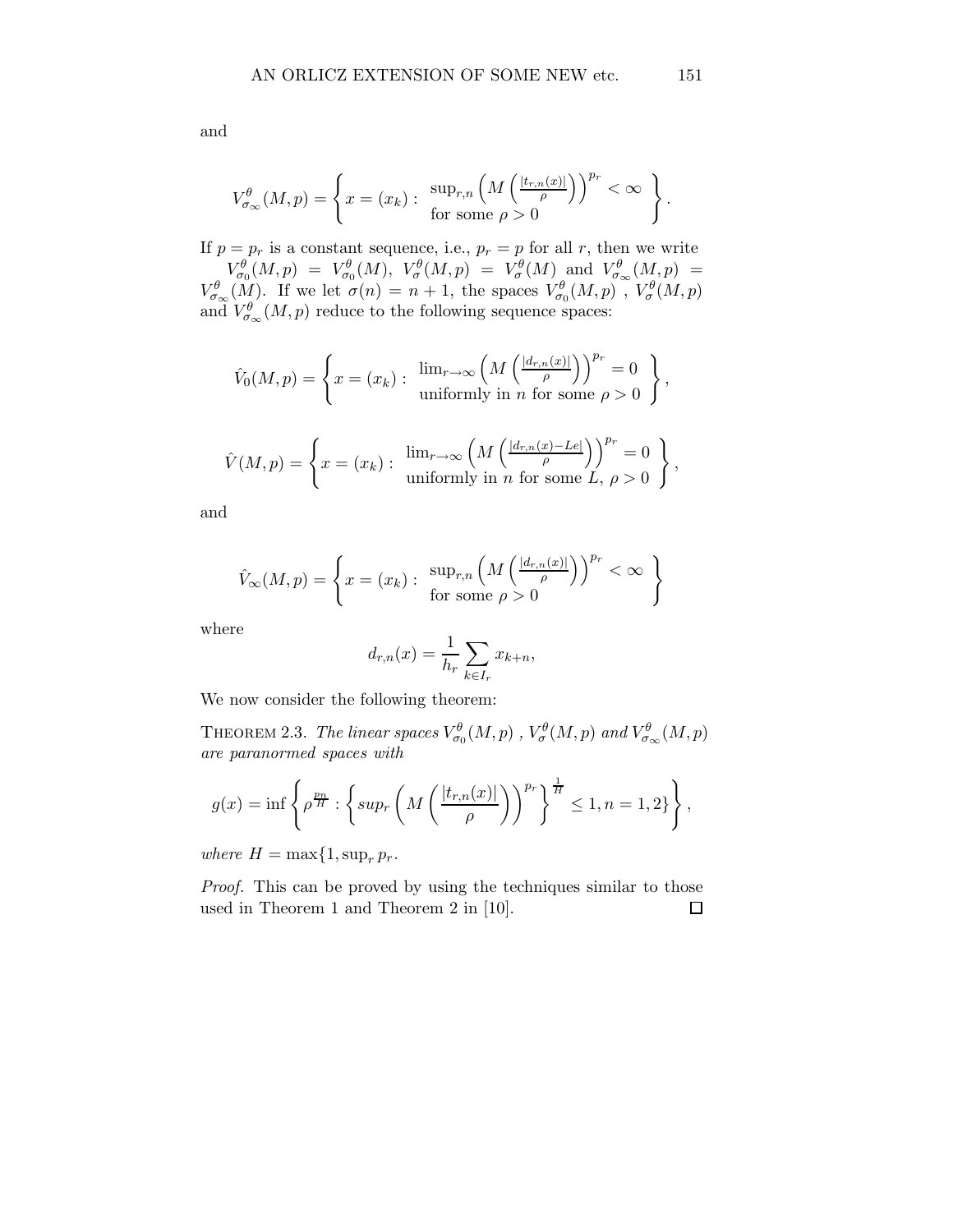and

$$V^{\theta}_{\sigma_\infty}(M,p) = \left\{ x = (x_k) : \begin{array}{l} \sup_{r,n} \left( M\left( \frac{|t_{r,n}(x)|}{\rho} \right) \right)^{p_r} < \infty \\ \text{for some } \rho > 0 \end{array} \right\}.$$

If $p = p_r$ is a constant sequence, i.e., $p_r = p$ for all $r$, then we write $V^{\theta}_{\sigma_0}(M,p) = V^{\theta}_{\sigma_0}(M)$, $V^{\theta}_{\sigma}(M,p) = V^{\theta}_{\sigma}(M)$ and $V^{\theta}_{\sigma_\infty}(M,p) = V^{\theta}_{\sigma_\infty}(M)$. If we let $\sigma(n) = n+1$, the spaces $V^{\theta}_{\sigma_0}(M,p)$ , $V^{\theta}_{\sigma}(M,p)$ and $V^{\theta}_{\sigma_\infty}(M,p)$ reduce to the following sequence spaces:

$$\hat{V}_0(M,p) = \left\{ x = (x_k) : \begin{array}{l} \lim_{r\to\infty} \left( M\left( \frac{|d_{r,n}(x)|}{\rho} \right) \right)^{p_r} = 0 \\ \text{uniformly in } n \text{ for some } \rho > 0 \end{array} \right\},$$

$$\hat{V}(M,p) = \left\{ x = (x_k) : \begin{array}{l} \lim_{r\to\infty} \left( M\left( \frac{|d_{r,n}(x) - Le|}{\rho} \right) \right)^{p_r} = 0 \\ \text{uniformly in } n \text{ for some } L,\ \rho > 0 \end{array} \right\},$$

and

$$\hat{V}_\infty(M,p) = \left\{ x = (x_k) : \begin{array}{l} \sup_{r,n} \left( M\left( \frac{|d_{r,n}(x)|}{\rho} \right) \right)^{p_r} < \infty \\ \text{for some } \rho > 0 \end{array} \right\}$$

where

$$d_{r,n}(x) = \frac{1}{h_r} \sum_{k\in I_r} x_{k+n},$$

We now consider the following theorem:

Theorem 2.3. *The linear spaces* $V^{\theta}_{\sigma_0}(M,p)$ , $V^{\theta}_{\sigma}(M,p)$ *and* $V^{\theta}_{\sigma_\infty}(M,p)$ *are paranormed spaces with*

$$g(x) = \inf \left\{ \rho^{\frac{p_n}{H}} : \left\{ sup_r \left( M\left( \frac{|t_{r,n}(x)|}{\rho} \right) \right)^{p_r} \right\}^{\frac{1}{H}} \leq 1, n = 1, 2\} \right\},$$

*where* $H = \max\{1, \sup_r p_r$.

*Proof.* This can be proved by using the techniques similar to those used in Theorem 1 and Theorem 2 in [10]. □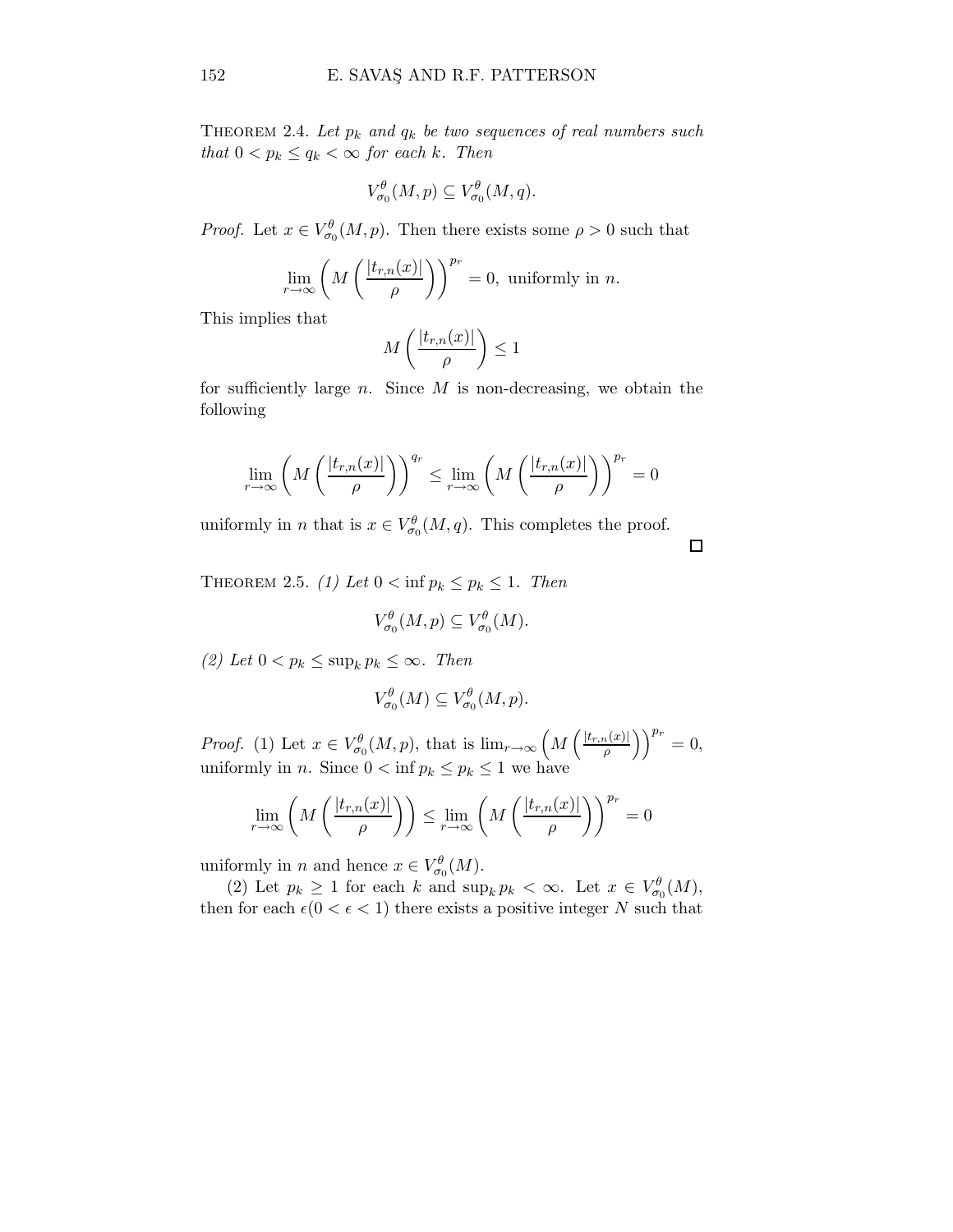THEOREM 2.4. *Let $p_k$ and $q_k$ be two sequences of real numbers such that $0 < p_k \leq q_k < \infty$ for each $k$. Then*

$$V_{\sigma_0}^{\theta}(M, p) \subseteq V_{\sigma_0}^{\theta}(M, q).$$

*Proof.* Let $x \in V_{\sigma_0}^{\theta}(M, p)$. Then there exists some $\rho > 0$ such that

$$\lim_{r\to\infty}\left(M\left(\frac{|t_{r,n}(x)|}{\rho}\right)\right)^{p_r} = 0, \text{ uniformly in } n.$$

This implies that

$$M\left(\frac{|t_{r,n}(x)|}{\rho}\right) \leq 1$$

for sufficiently large $n$. Since $M$ is non-decreasing, we obtain the following

$$\lim_{r\to\infty}\left(M\left(\frac{|t_{r,n}(x)|}{\rho}\right)\right)^{q_r} \leq \lim_{r\to\infty}\left(M\left(\frac{|t_{r,n}(x)|}{\rho}\right)\right)^{p_r} = 0$$

uniformly in $n$ that is $x \in V_{\sigma_0}^{\theta}(M, q)$. This completes the proof. □

THEOREM 2.5. *(1) Let $0 < \inf p_k \leq p_k \leq 1$. Then*

$$V_{\sigma_0}^{\theta}(M, p) \subseteq V_{\sigma_0}^{\theta}(M).$$

*(2) Let $0 < p_k \leq \sup_k p_k \leq \infty$. Then*

$$V_{\sigma_0}^{\theta}(M) \subseteq V_{\sigma_0}^{\theta}(M, p).$$

*Proof.* (1) Let $x \in V_{\sigma_0}^{\theta}(M, p)$, that is $\lim_{r\to\infty}\left(M\left(\frac{|t_{r,n}(x)|}{\rho}\right)\right)^{p_r} = 0$, uniformly in $n$. Since $0 < \inf p_k \leq p_k \leq 1$ we have

$$\lim_{r\to\infty}\left(M\left(\frac{|t_{r,n}(x)|}{\rho}\right)\right) \leq \lim_{r\to\infty}\left(M\left(\frac{|t_{r,n}(x)|}{\rho}\right)\right)^{p_r} = 0$$

uniformly in $n$ and hence $x \in V_{\sigma_0}^{\theta}(M)$.

(2) Let $p_k \geq 1$ for each $k$ and $\sup_k p_k < \infty$. Let $x \in V_{\sigma_0}^{\theta}(M)$, then for each $\epsilon (0 < \epsilon < 1)$ there exists a positive integer $N$ such that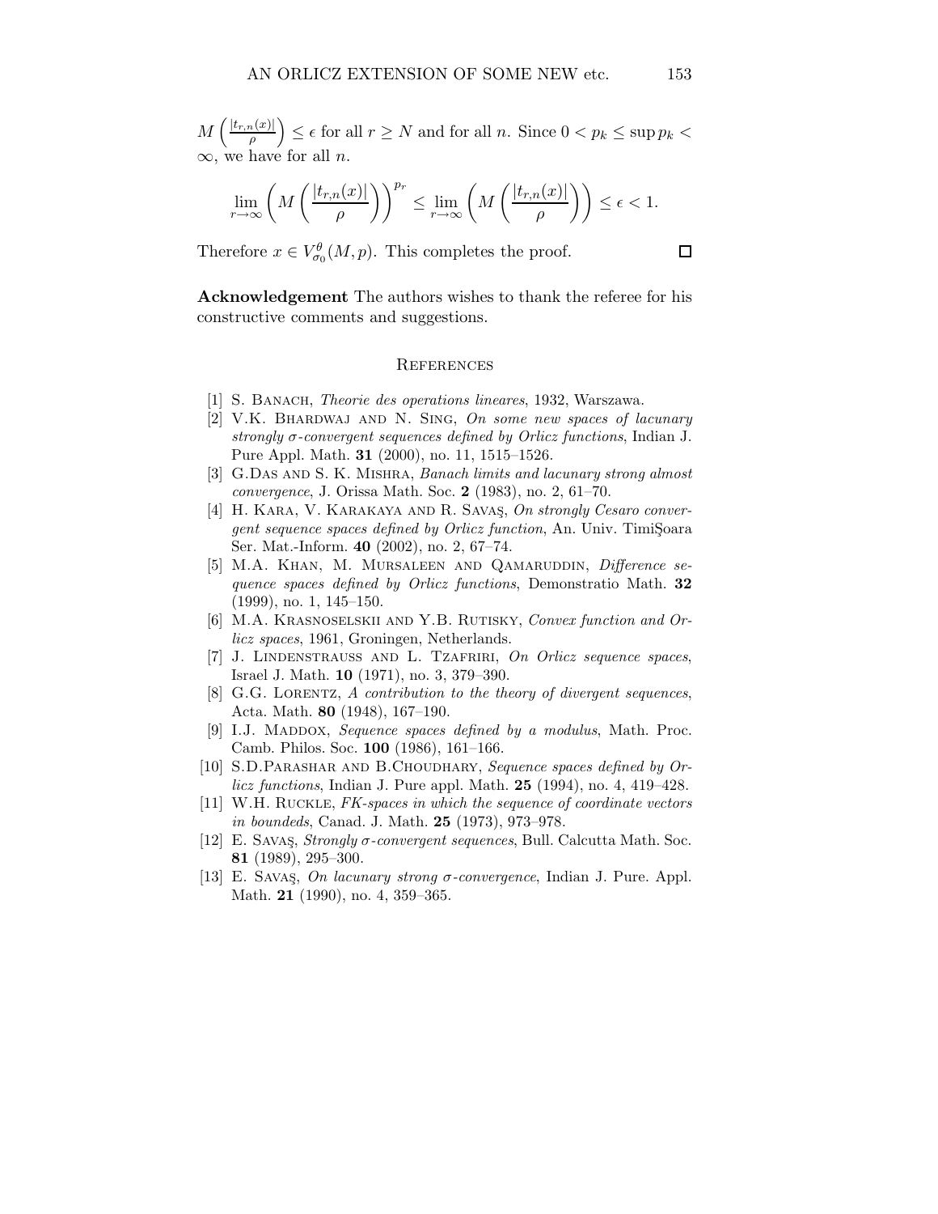$M\left(\frac{|t_{r,n}(x)|}{\rho}\right) \leq \epsilon$ for all $r \geq N$ and for all $n$. Since $0 < p_k \leq \sup p_k < \infty$, we have for all $n$.

$$\lim_{r\to\infty}\left(M\left(\frac{|t_{r,n}(x)|}{\rho}\right)\right)^{p_r} \leq \lim_{r\to\infty}\left(M\left(\frac{|t_{r,n}(x)|}{\rho}\right)\right) \leq \epsilon < 1.$$

Therefore $x \in V_{\sigma_0}^{\theta}(M,p)$. This completes the proof. □

**Acknowledgement** The authors wishes to thank the referee for his constructive comments and suggestions.

## References

[1] S. Banach, *Theorie des operations lineares*, 1932, Warszawa.

[2] V.K. Bhardwaj and N. Sing, *On some new spaces of lacunary strongly σ-convergent sequences defined by Orlicz functions*, Indian J. Pure Appl. Math. **31** (2000), no. 11, 1515–1526.

[3] G.Das and S. K. Mishra, *Banach limits and lacunary strong almost convergence*, J. Orissa Math. Soc. **2** (1983), no. 2, 61–70.

[4] H. Kara, V. Karakaya and R. Savaş, *On strongly Cesaro convergent sequence spaces defined by Orlicz function*, An. Univ. TimiŞoara Ser. Mat.-Inform. **40** (2002), no. 2, 67–74.

[5] M.A. Khan, M. Mursaleen and Qamaruddin, *Difference sequence spaces defined by Orlicz functions*, Demonstratio Math. **32** (1999), no. 1, 145–150.

[6] M.A. Krasnoselskii and Y.B. Rutisky, *Convex function and Orlicz spaces*, 1961, Groningen, Netherlands.

[7] J. Lindenstrauss and L. Tzafriri, *On Orlicz sequence spaces*, Israel J. Math. **10** (1971), no. 3, 379–390.

[8] G.G. Lorentz, *A contribution to the theory of divergent sequences*, Acta. Math. **80** (1948), 167–190.

[9] I.J. Maddox, *Sequence spaces defined by a modulus*, Math. Proc. Camb. Philos. Soc. **100** (1986), 161–166.

[10] S.D.Parashar and B.Choudhary, *Sequence spaces defined by Orlicz functions*, Indian J. Pure appl. Math. **25** (1994), no. 4, 419–428.

[11] W.H. Ruckle, *FK-spaces in which the sequence of coordinate vectors in boundeds*, Canad. J. Math. **25** (1973), 973–978.

[12] E. Savaş, *Strongly σ-convergent sequences*, Bull. Calcutta Math. Soc. **81** (1989), 295–300.

[13] E. Savaş, *On lacunary strong σ-convergence*, Indian J. Pure. Appl. Math. **21** (1990), no. 4, 359–365.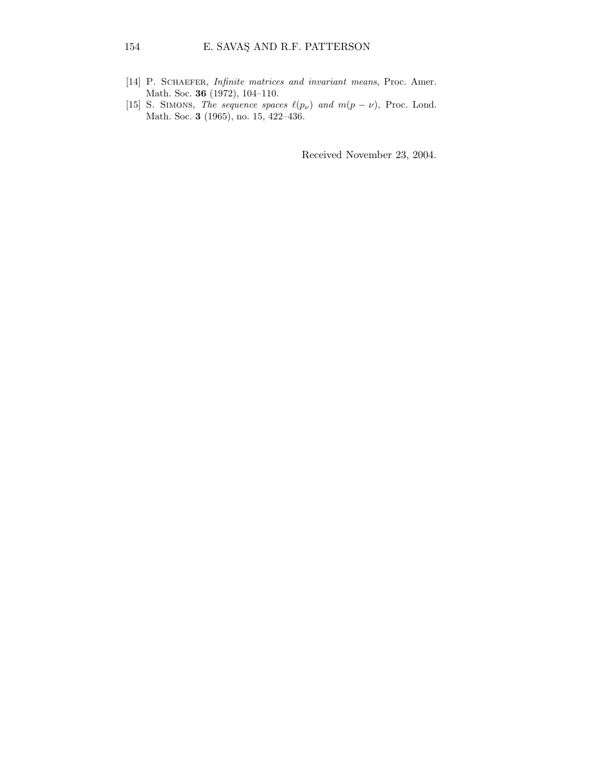[14] P. Schaefer, *Infinite matrices and invariant means*, Proc. Amer. Math. Soc. **36** (1972), 104–110.

[15] S. Simons, *The sequence spaces $\ell(p_\nu)$ and $m(p-\nu)$*, Proc. Lond. Math. Soc. **3** (1965), no. 15, 422–436.

Received November 23, 2004.